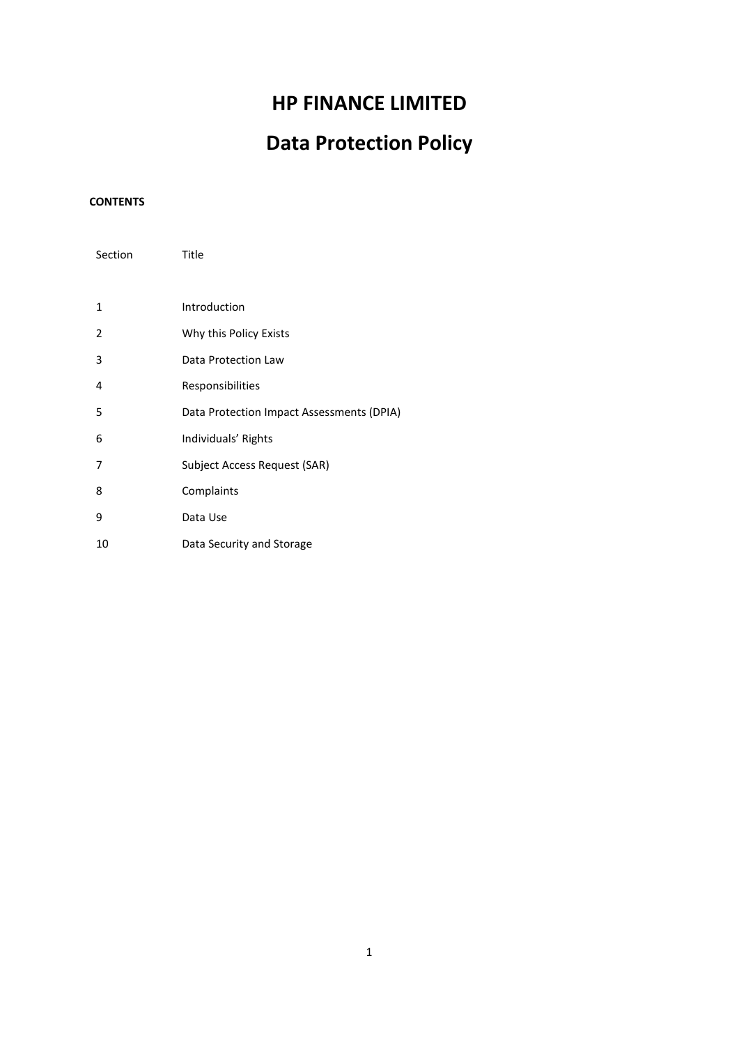# HP FINANCE LIMITED

# Data Protection Policy

**CONTENTS**

| Section | Title |
| --- | --- |
| 1 | Introduction |
| 2 | Why this Policy Exists |
| 3 | Data Protection Law |
| 4 | Responsibilities |
| 5 | Data Protection Impact Assessments (DPIA) |
| 6 | Individuals' Rights |
| 7 | Subject Access Request (SAR) |
| 8 | Complaints |
| 9 | Data Use |
| 10 | Data Security and Storage |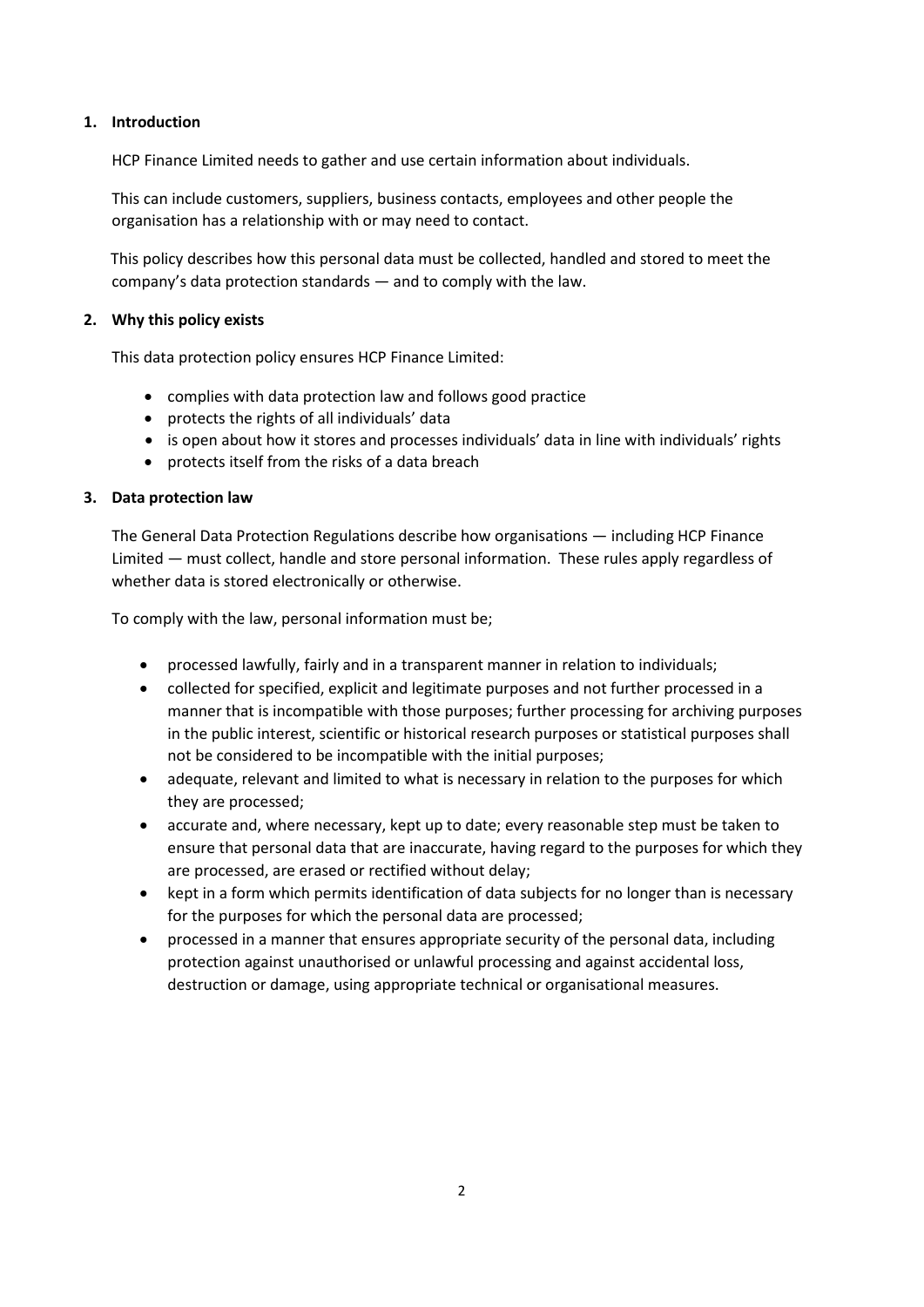## 1. Introduction

HCP Finance Limited needs to gather and use certain information about individuals.

This can include customers, suppliers, business contacts, employees and other people the organisation has a relationship with or may need to contact.

This policy describes how this personal data must be collected, handled and stored to meet the company's data protection standards — and to comply with the law.

## 2. Why this policy exists

This data protection policy ensures HCP Finance Limited:

- complies with data protection law and follows good practice
- protects the rights of all individuals' data
- is open about how it stores and processes individuals' data in line with individuals' rights
- protects itself from the risks of a data breach

## 3. Data protection law

The General Data Protection Regulations describe how organisations — including HCP Finance Limited — must collect, handle and store personal information. These rules apply regardless of whether data is stored electronically or otherwise.

To comply with the law, personal information must be;

- processed lawfully, fairly and in a transparent manner in relation to individuals;
- collected for specified, explicit and legitimate purposes and not further processed in a manner that is incompatible with those purposes; further processing for archiving purposes in the public interest, scientific or historical research purposes or statistical purposes shall not be considered to be incompatible with the initial purposes;
- adequate, relevant and limited to what is necessary in relation to the purposes for which they are processed;
- accurate and, where necessary, kept up to date; every reasonable step must be taken to ensure that personal data that are inaccurate, having regard to the purposes for which they are processed, are erased or rectified without delay;
- kept in a form which permits identification of data subjects for no longer than is necessary for the purposes for which the personal data are processed;
- processed in a manner that ensures appropriate security of the personal data, including protection against unauthorised or unlawful processing and against accidental loss, destruction or damage, using appropriate technical or organisational measures.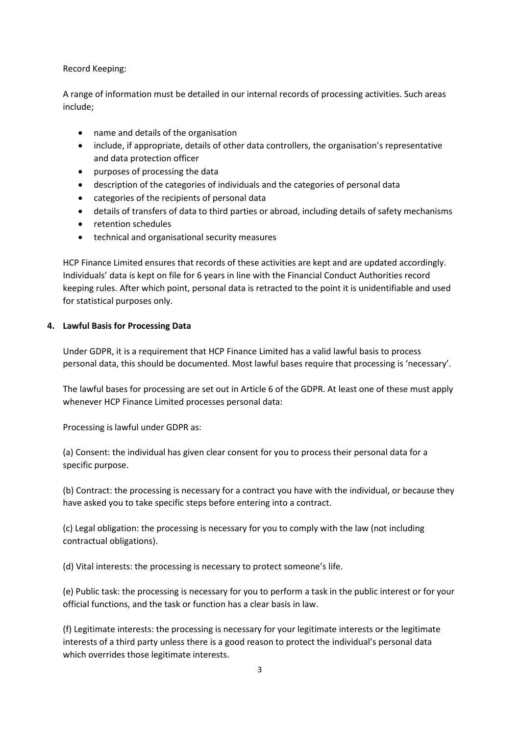Record Keeping:

A range of information must be detailed in our internal records of processing activities. Such areas include;

- name and details of the organisation
- include, if appropriate, details of other data controllers, the organisation's representative and data protection officer
- purposes of processing the data
- description of the categories of individuals and the categories of personal data
- categories of the recipients of personal data
- details of transfers of data to third parties or abroad, including details of safety mechanisms
- retention schedules
- technical and organisational security measures

HCP Finance Limited ensures that records of these activities are kept and are updated accordingly. Individuals' data is kept on file for 6 years in line with the Financial Conduct Authorities record keeping rules. After which point, personal data is retracted to the point it is unidentifiable and used for statistical purposes only.

## 4. Lawful Basis for Processing Data

Under GDPR, it is a requirement that HCP Finance Limited has a valid lawful basis to process personal data, this should be documented. Most lawful bases require that processing is 'necessary'.

The lawful bases for processing are set out in Article 6 of the GDPR. At least one of these must apply whenever HCP Finance Limited processes personal data:

Processing is lawful under GDPR as:

(a) Consent: the individual has given clear consent for you to process their personal data for a specific purpose.

(b) Contract: the processing is necessary for a contract you have with the individual, or because they have asked you to take specific steps before entering into a contract.

(c) Legal obligation: the processing is necessary for you to comply with the law (not including contractual obligations).

(d) Vital interests: the processing is necessary to protect someone's life.

(e) Public task: the processing is necessary for you to perform a task in the public interest or for your official functions, and the task or function has a clear basis in law.

(f) Legitimate interests: the processing is necessary for your legitimate interests or the legitimate interests of a third party unless there is a good reason to protect the individual's personal data which overrides those legitimate interests.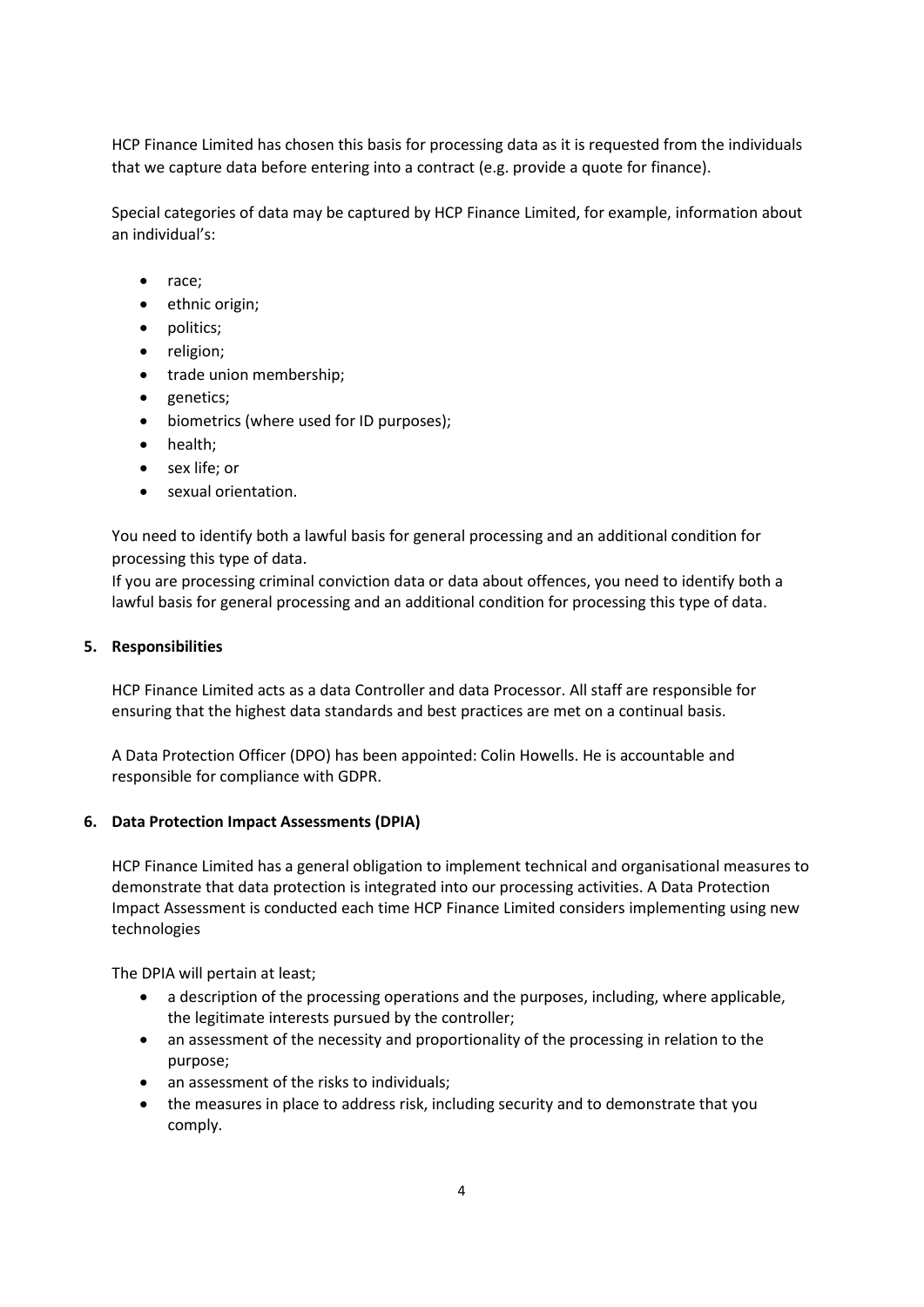HCP Finance Limited has chosen this basis for processing data as it is requested from the individuals that we capture data before entering into a contract (e.g. provide a quote for finance).

Special categories of data may be captured by HCP Finance Limited, for example, information about an individual's:

- race;
- ethnic origin;
- politics;
- religion;
- trade union membership;
- genetics;
- biometrics (where used for ID purposes);
- health;
- sex life; or
- sexual orientation.

You need to identify both a lawful basis for general processing and an additional condition for processing this type of data.
If you are processing criminal conviction data or data about offences, you need to identify both a lawful basis for general processing and an additional condition for processing this type of data.

## 5. Responsibilities

HCP Finance Limited acts as a data Controller and data Processor. All staff are responsible for ensuring that the highest data standards and best practices are met on a continual basis.

A Data Protection Officer (DPO) has been appointed: Colin Howells. He is accountable and responsible for compliance with GDPR.

## 6. Data Protection Impact Assessments (DPIA)

HCP Finance Limited has a general obligation to implement technical and organisational measures to demonstrate that data protection is integrated into our processing activities. A Data Protection Impact Assessment is conducted each time HCP Finance Limited considers implementing using new technologies

The DPIA will pertain at least;

- a description of the processing operations and the purposes, including, where applicable, the legitimate interests pursued by the controller;
- an assessment of the necessity and proportionality of the processing in relation to the purpose;
- an assessment of the risks to individuals;
- the measures in place to address risk, including security and to demonstrate that you comply.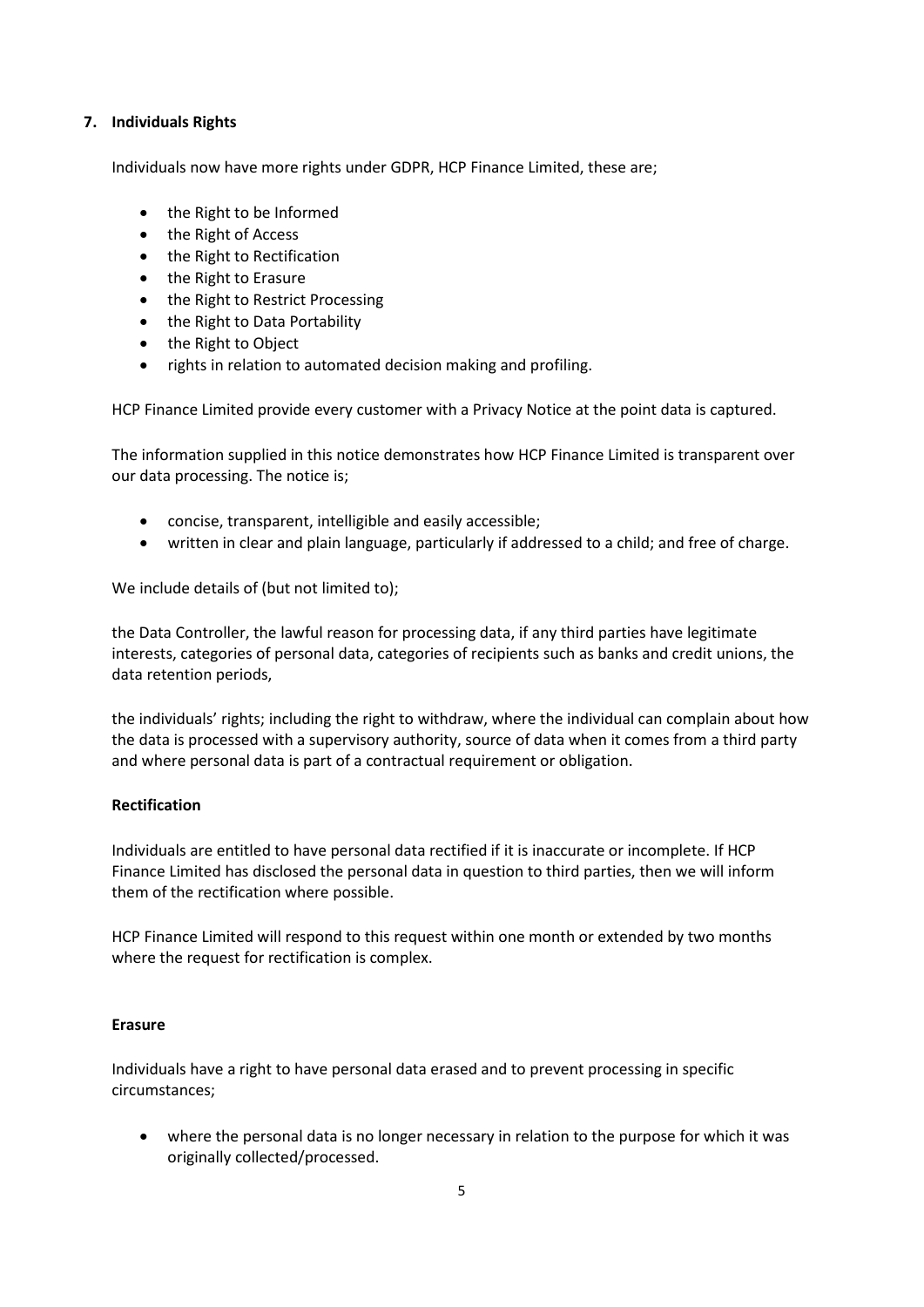## 7. Individuals Rights

Individuals now have more rights under GDPR, HCP Finance Limited, these are;

- the Right to be Informed
- the Right of Access
- the Right to Rectification
- the Right to Erasure
- the Right to Restrict Processing
- the Right to Data Portability
- the Right to Object
- rights in relation to automated decision making and profiling.

HCP Finance Limited provide every customer with a Privacy Notice at the point data is captured.

The information supplied in this notice demonstrates how HCP Finance Limited is transparent over our data processing. The notice is;

- concise, transparent, intelligible and easily accessible;
- written in clear and plain language, particularly if addressed to a child; and free of charge.

We include details of (but not limited to);

the Data Controller, the lawful reason for processing data, if any third parties have legitimate interests, categories of personal data, categories of recipients such as banks and credit unions, the data retention periods,

the individuals' rights; including the right to withdraw, where the individual can complain about how the data is processed with a supervisory authority, source of data when it comes from a third party and where personal data is part of a contractual requirement or obligation.

**Rectification**

Individuals are entitled to have personal data rectified if it is inaccurate or incomplete. If HCP Finance Limited has disclosed the personal data in question to third parties, then we will inform them of the rectification where possible.

HCP Finance Limited will respond to this request within one month or extended by two months where the request for rectification is complex.

**Erasure**

Individuals have a right to have personal data erased and to prevent processing in specific circumstances;

- where the personal data is no longer necessary in relation to the purpose for which it was originally collected/processed.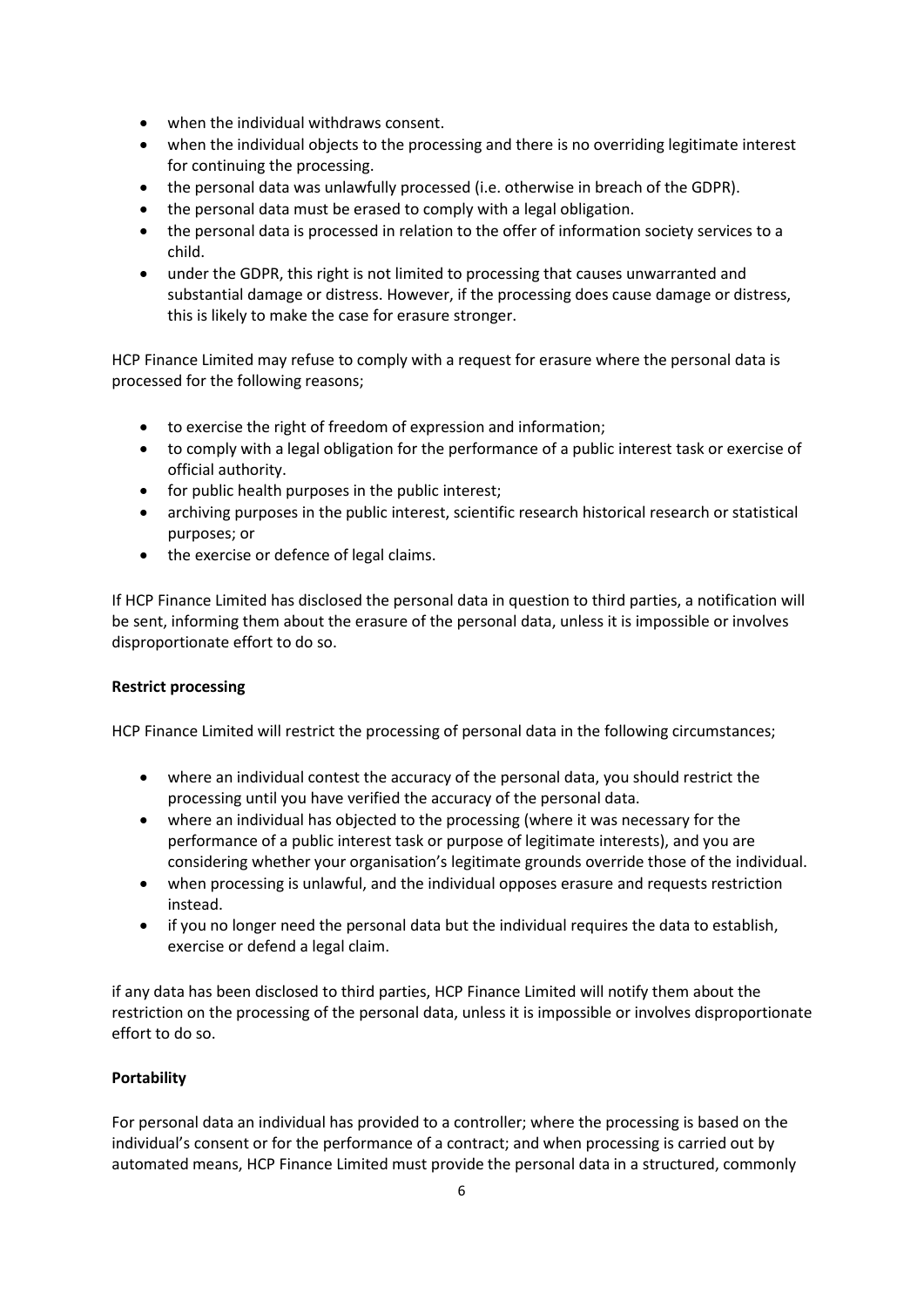- when the individual withdraws consent.
- when the individual objects to the processing and there is no overriding legitimate interest for continuing the processing.
- the personal data was unlawfully processed (i.e. otherwise in breach of the GDPR).
- the personal data must be erased to comply with a legal obligation.
- the personal data is processed in relation to the offer of information society services to a child.
- under the GDPR, this right is not limited to processing that causes unwarranted and substantial damage or distress. However, if the processing does cause damage or distress, this is likely to make the case for erasure stronger.

HCP Finance Limited may refuse to comply with a request for erasure where the personal data is processed for the following reasons;

- to exercise the right of freedom of expression and information;
- to comply with a legal obligation for the performance of a public interest task or exercise of official authority.
- for public health purposes in the public interest;
- archiving purposes in the public interest, scientific research historical research or statistical purposes; or
- the exercise or defence of legal claims.

If HCP Finance Limited has disclosed the personal data in question to third parties, a notification will be sent, informing them about the erasure of the personal data, unless it is impossible or involves disproportionate effort to do so.

**Restrict processing**

HCP Finance Limited will restrict the processing of personal data in the following circumstances;

- where an individual contest the accuracy of the personal data, you should restrict the processing until you have verified the accuracy of the personal data.
- where an individual has objected to the processing (where it was necessary for the performance of a public interest task or purpose of legitimate interests), and you are considering whether your organisation's legitimate grounds override those of the individual.
- when processing is unlawful, and the individual opposes erasure and requests restriction instead.
- if you no longer need the personal data but the individual requires the data to establish, exercise or defend a legal claim.

if any data has been disclosed to third parties, HCP Finance Limited will notify them about the restriction on the processing of the personal data, unless it is impossible or involves disproportionate effort to do so.

**Portability**

For personal data an individual has provided to a controller; where the processing is based on the individual's consent or for the performance of a contract; and when processing is carried out by automated means, HCP Finance Limited must provide the personal data in a structured, commonly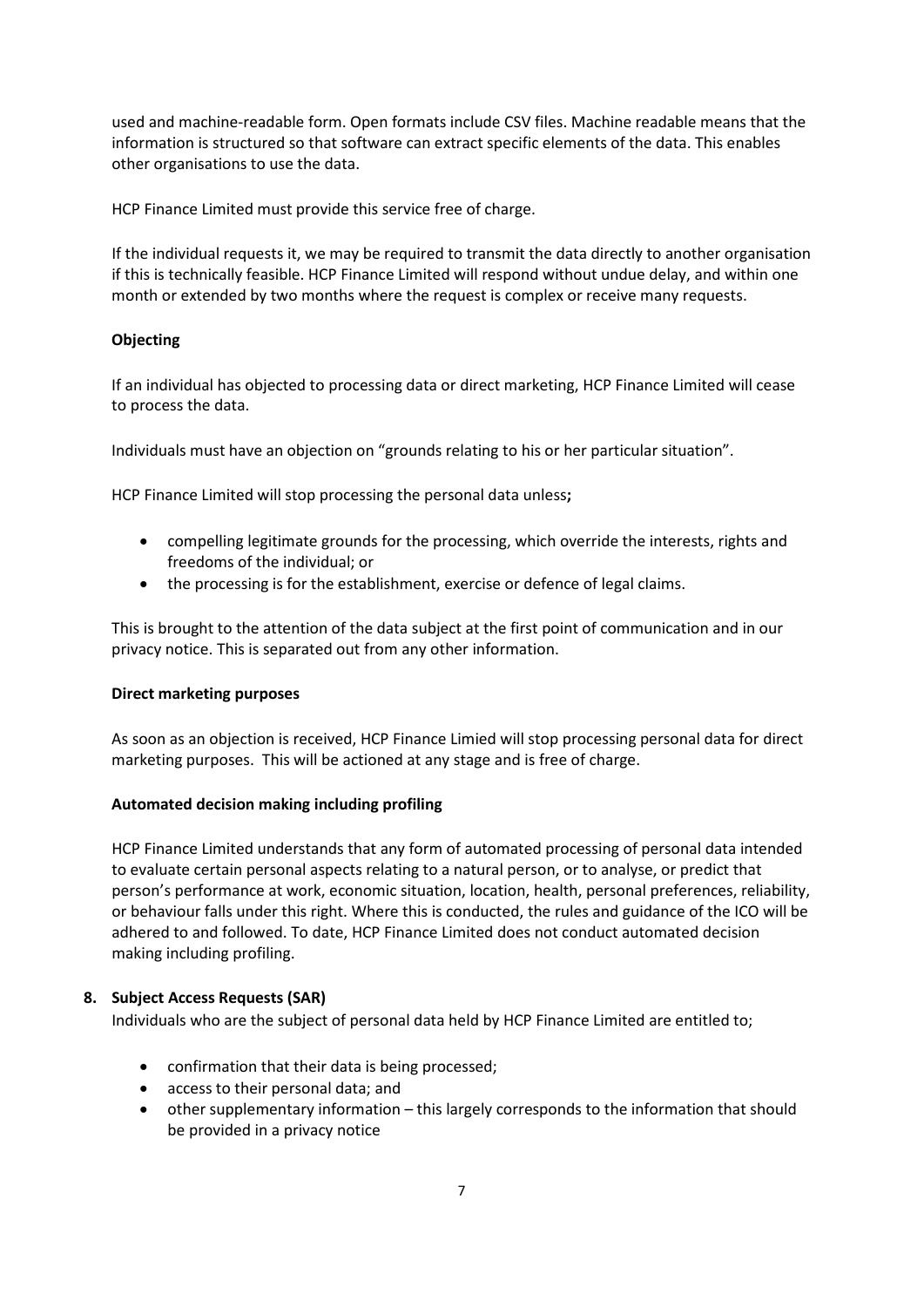used and machine-readable form. Open formats include CSV files. Machine readable means that the information is structured so that software can extract specific elements of the data. This enables other organisations to use the data.

HCP Finance Limited must provide this service free of charge.

If the individual requests it, we may be required to transmit the data directly to another organisation if this is technically feasible. HCP Finance Limited will respond without undue delay, and within one month or extended by two months where the request is complex or receive many requests.

**Objecting**

If an individual has objected to processing data or direct marketing, HCP Finance Limited will cease to process the data.

Individuals must have an objection on "grounds relating to his or her particular situation".

HCP Finance Limited will stop processing the personal data unless**;**

- compelling legitimate grounds for the processing, which override the interests, rights and freedoms of the individual; or
- the processing is for the establishment, exercise or defence of legal claims.

This is brought to the attention of the data subject at the first point of communication and in our privacy notice. This is separated out from any other information.

**Direct marketing purposes**

As soon as an objection is received, HCP Finance Limied will stop processing personal data for direct marketing purposes. This will be actioned at any stage and is free of charge.

**Automated decision making including profiling**

HCP Finance Limited understands that any form of automated processing of personal data intended to evaluate certain personal aspects relating to a natural person, or to analyse, or predict that person's performance at work, economic situation, location, health, personal preferences, reliability, or behaviour falls under this right. Where this is conducted, the rules and guidance of the ICO will be adhered to and followed. To date, HCP Finance Limited does not conduct automated decision making including profiling.

## 8. Subject Access Requests (SAR)

Individuals who are the subject of personal data held by HCP Finance Limited are entitled to;

- confirmation that their data is being processed;
- access to their personal data; and
- other supplementary information – this largely corresponds to the information that should be provided in a privacy notice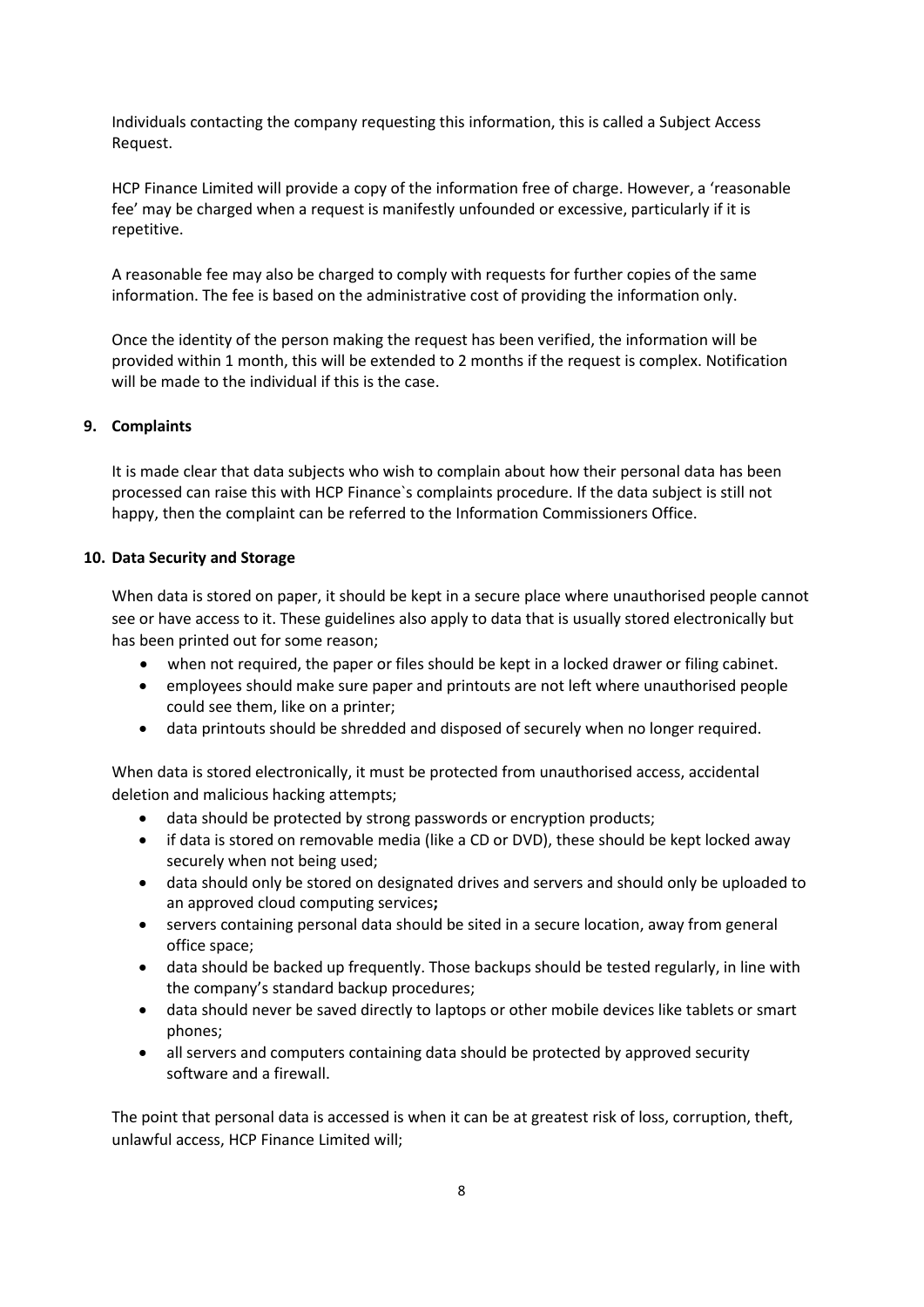Individuals contacting the company requesting this information, this is called a Subject Access Request.

HCP Finance Limited will provide a copy of the information free of charge. However, a 'reasonable fee' may be charged when a request is manifestly unfounded or excessive, particularly if it is repetitive.

A reasonable fee may also be charged to comply with requests for further copies of the same information. The fee is based on the administrative cost of providing the information only.

Once the identity of the person making the request has been verified, the information will be provided within 1 month, this will be extended to 2 months if the request is complex. Notification will be made to the individual if this is the case.

## 9. Complaints

It is made clear that data subjects who wish to complain about how their personal data has been processed can raise this with HCP Finance`s complaints procedure. If the data subject is still not happy, then the complaint can be referred to the Information Commissioners Office.

## 10. Data Security and Storage

When data is stored on paper, it should be kept in a secure place where unauthorised people cannot see or have access to it. These guidelines also apply to data that is usually stored electronically but has been printed out for some reason;

- when not required, the paper or files should be kept in a locked drawer or filing cabinet.
- employees should make sure paper and printouts are not left where unauthorised people could see them, like on a printer;
- data printouts should be shredded and disposed of securely when no longer required.

When data is stored electronically, it must be protected from unauthorised access, accidental deletion and malicious hacking attempts;

- data should be protected by strong passwords or encryption products;
- if data is stored on removable media (like a CD or DVD), these should be kept locked away securely when not being used;
- data should only be stored on designated drives and servers and should only be uploaded to an approved cloud computing services**;**
- servers containing personal data should be sited in a secure location, away from general office space;
- data should be backed up frequently. Those backups should be tested regularly, in line with the company's standard backup procedures;
- data should never be saved directly to laptops or other mobile devices like tablets or smart phones;
- all servers and computers containing data should be protected by approved security software and a firewall.

The point that personal data is accessed is when it can be at greatest risk of loss, corruption, theft, unlawful access, HCP Finance Limited will;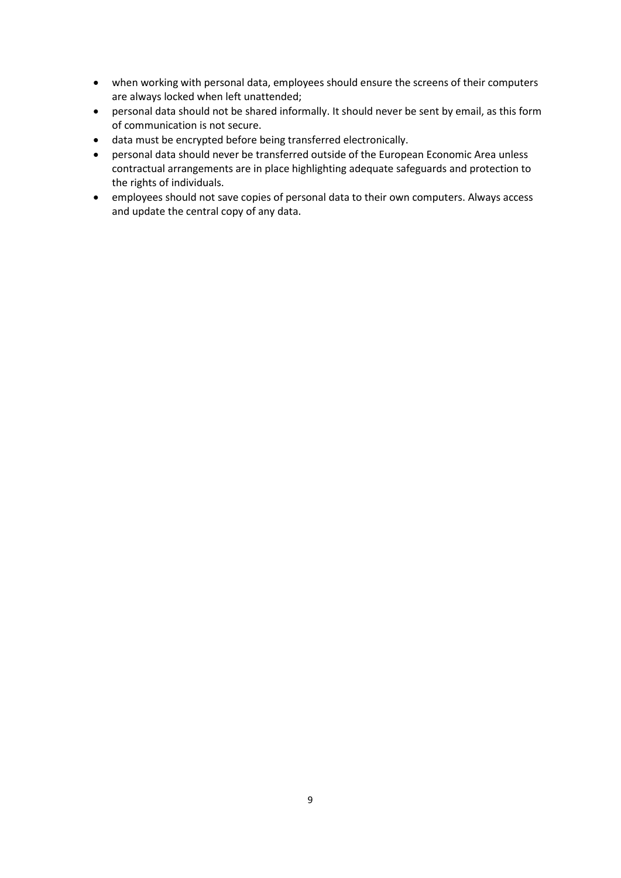- when working with personal data, employees should ensure the screens of their computers are always locked when left unattended;
- personal data should not be shared informally. It should never be sent by email, as this form of communication is not secure.
- data must be encrypted before being transferred electronically.
- personal data should never be transferred outside of the European Economic Area unless contractual arrangements are in place highlighting adequate safeguards and protection to the rights of individuals.
- employees should not save copies of personal data to their own computers. Always access and update the central copy of any data.